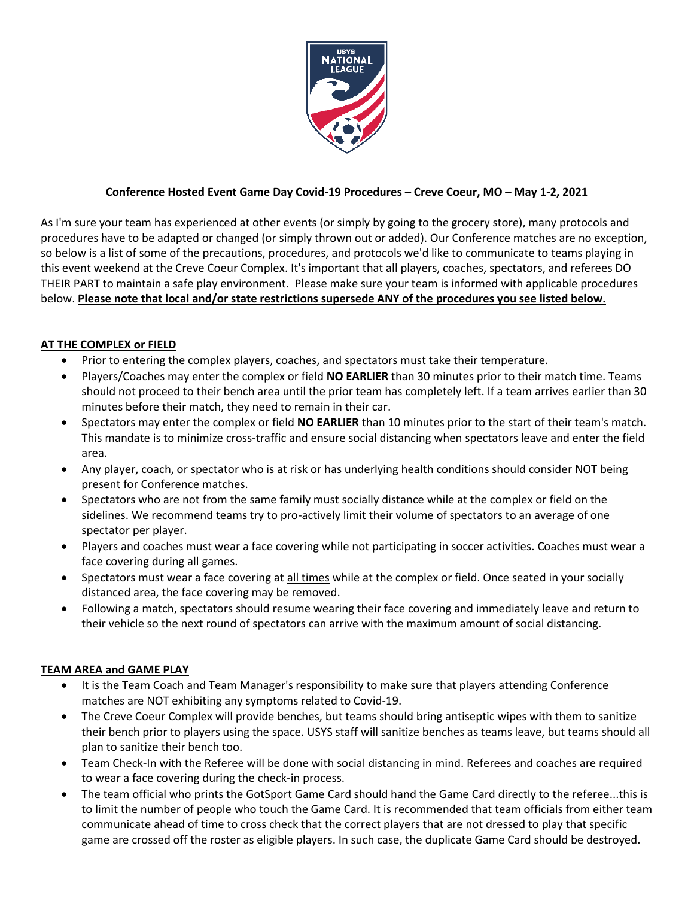**Conference Hosted Event Game Day Covid-19 Procedures – Creve Coeur, MO – May 1-2, 2021**

As I'm sure your team has experienced at other events (or simply by going to the grocery store), many protocols and procedures have to be adapted or changed (or simply thrown out or added). Our Conference matches are no exception, so below is a list of some of the precautions, procedures, and protocols we'd like to communicate to teams playing in this event weekend at the Creve Coeur Complex. It's important that all players, coaches, spectators, and referees DO THEIR PART to maintain a safe play environment. Please make sure your team is informed with applicable procedures below. **Please note that local and/or state restrictions supersede ANY of the procedures you see listed below.**

**AT THE COMPLEX or FIELD**

- Prior to entering the complex players, coaches, and spectators must take their temperature.
- Players/Coaches may enter the complex or field **NO EARLIER** than 30 minutes prior to their match time. Teams should not proceed to their bench area until the prior team has completely left. If a team arrives earlier than 30 minutes before their match, they need to remain in their car.
- Spectators may enter the complex or field **NO EARLIER** than 10 minutes prior to the start of their team's match. This mandate is to minimize cross-traffic and ensure social distancing when spectators leave and enter the field area.
- Any player, coach, or spectator who is at risk or has underlying health conditions should consider NOT being present for Conference matches.
- Spectators who are not from the same family must socially distance while at the complex or field on the sidelines. We recommend teams try to pro-actively limit their volume of spectators to an average of one spectator per player.
- Players and coaches must wear a face covering while not participating in soccer activities. Coaches must wear a face covering during all games.
- Spectators must wear a face covering at all times while at the complex or field. Once seated in your socially distanced area, the face covering may be removed.
- Following a match, spectators should resume wearing their face covering and immediately leave and return to their vehicle so the next round of spectators can arrive with the maximum amount of social distancing.

**TEAM AREA and GAME PLAY**

- It is the Team Coach and Team Manager's responsibility to make sure that players attending Conference matches are NOT exhibiting any symptoms related to Covid-19.
- The Creve Coeur Complex will provide benches, but teams should bring antiseptic wipes with them to sanitize their bench prior to players using the space. USYS staff will sanitize benches as teams leave, but teams should all plan to sanitize their bench too.
- Team Check-In with the Referee will be done with social distancing in mind. Referees and coaches are required to wear a face covering during the check-in process.
- The team official who prints the GotSport Game Card should hand the Game Card directly to the referee...this is to limit the number of people who touch the Game Card. It is recommended that team officials from either team communicate ahead of time to cross check that the correct players that are not dressed to play that specific game are crossed off the roster as eligible players. In such case, the duplicate Game Card should be destroyed.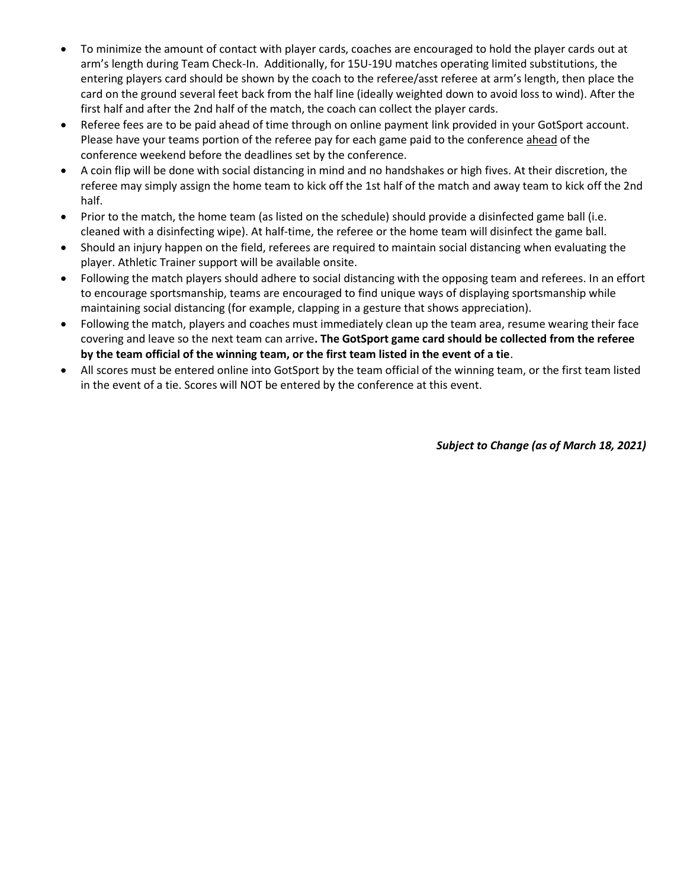- To minimize the amount of contact with player cards, coaches are encouraged to hold the player cards out at arm's length during Team Check-In. Additionally, for 15U-19U matches operating limited substitutions, the entering players card should be shown by the coach to the referee/asst referee at arm's length, then place the card on the ground several feet back from the half line (ideally weighted down to avoid loss to wind). After the first half and after the 2nd half of the match, the coach can collect the player cards.
- Referee fees are to be paid ahead of time through on online payment link provided in your GotSport account. Please have your teams portion of the referee pay for each game paid to the conference <u>ahead</u> of the conference weekend before the deadlines set by the conference.
- A coin flip will be done with social distancing in mind and no handshakes or high fives. At their discretion, the referee may simply assign the home team to kick off the 1st half of the match and away team to kick off the 2nd half.
- Prior to the match, the home team (as listed on the schedule) should provide a disinfected game ball (i.e. cleaned with a disinfecting wipe). At half-time, the referee or the home team will disinfect the game ball.
- Should an injury happen on the field, referees are required to maintain social distancing when evaluating the player. Athletic Trainer support will be available onsite.
- Following the match players should adhere to social distancing with the opposing team and referees. In an effort to encourage sportsmanship, teams are encouraged to find unique ways of displaying sportsmanship while maintaining social distancing (for example, clapping in a gesture that shows appreciation).
- Following the match, players and coaches must immediately clean up the team area, resume wearing their face covering and leave so the next team can arrive**. The GotSport game card should be collected from the referee by the team official of the winning team, or the first team listed in the event of a tie**.
- All scores must be entered online into GotSport by the team official of the winning team, or the first team listed in the event of a tie. Scores will NOT be entered by the conference at this event.

***Subject to Change (as of March 18, 2021)***